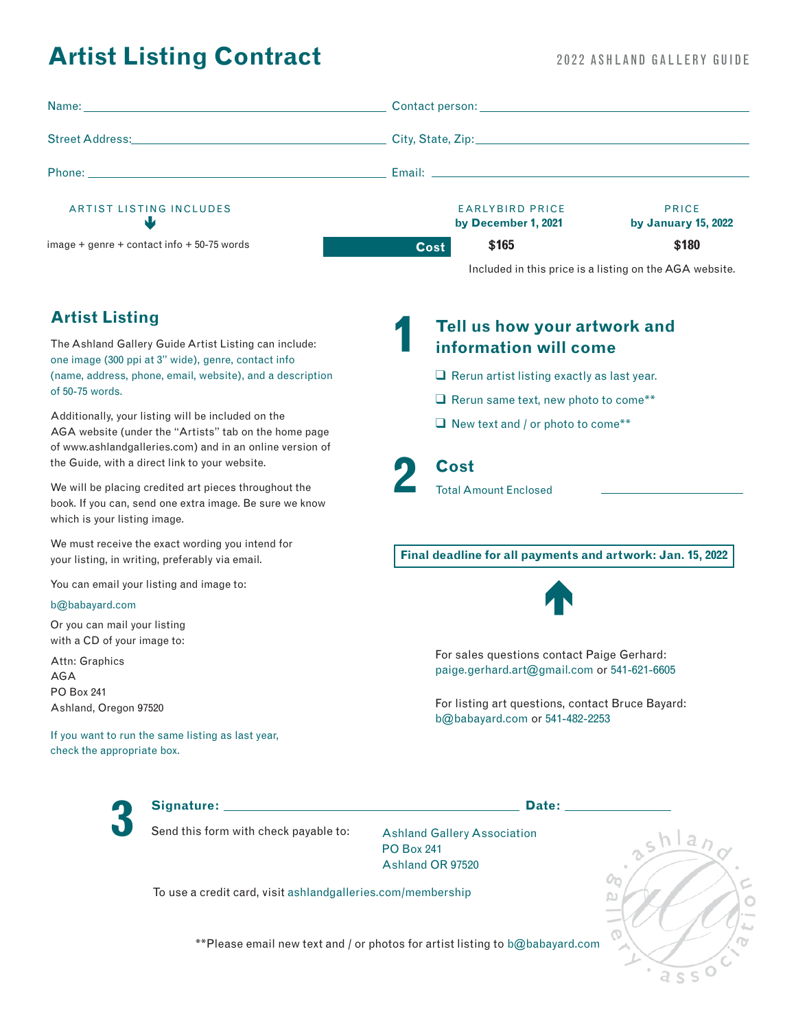# Artist Listing Contract

2022 ASHLAND GALLERY GUIDE

Name: ______________________ Contact person: ______________________

Street Address: ______________________ City, State, Zip: ______________________

Phone: ______________________ Email: ______________________

| ARTIST LISTING INCLUDES | | EARLYBIRD PRICE by December 1, 2021 | PRICE by January 15, 2022 |
|---|---|---|---|
| image + genre + contact info + 50-75 words | **Cost** | **$165** | **$180** |

Included in this price is a listing on the AGA website.

## Artist Listing

The Ashland Gallery Guide Artist Listing can include: one image (300 ppi at 3" wide), genre, contact info (name, address, phone, email, website), and a description of 50-75 words.

Additionally, your listing will be included on the AGA website (under the "Artists" tab on the home page of www.ashlandgalleries.com) and in an online version of the Guide, with a direct link to your website.

We will be placing credited art pieces throughout the book. If you can, send one extra image. Be sure we know which is your listing image.

We must receive the exact wording you intend for your listing, in writing, preferably via email.

You can email your listing and image to:

b@babayard.com

Or you can mail your listing with a CD of your image to:

Attn: Graphics
AGA
PO Box 241
Ashland, Oregon 97520

If you want to run the same listing as last year, check the appropriate box.

## 1 Tell us how your artwork and information will come

- ❑ Rerun artist listing exactly as last year.
- ❑ Rerun same text, new photo to come**
- ❑ New text and / or photo to come**

## 2 Cost

Total Amount Enclosed ______________

**Final deadline for all payments and artwork: Jan. 15, 2022**

For sales questions contact Paige Gerhard:
paige.gerhard.art@gmail.com or 541-621-6605

For listing art questions, contact Bruce Bayard:
b@babayard.com or 541-482-2253

## 3

**Signature:** ______________________ **Date:** ______________

Send this form with check payable to:

Ashland Gallery Association
PO Box 241
Ashland OR 97520

To use a credit card, visit ashlandgalleries.com/membership

**Please email new text and / or photos for artist listing to b@babayard.com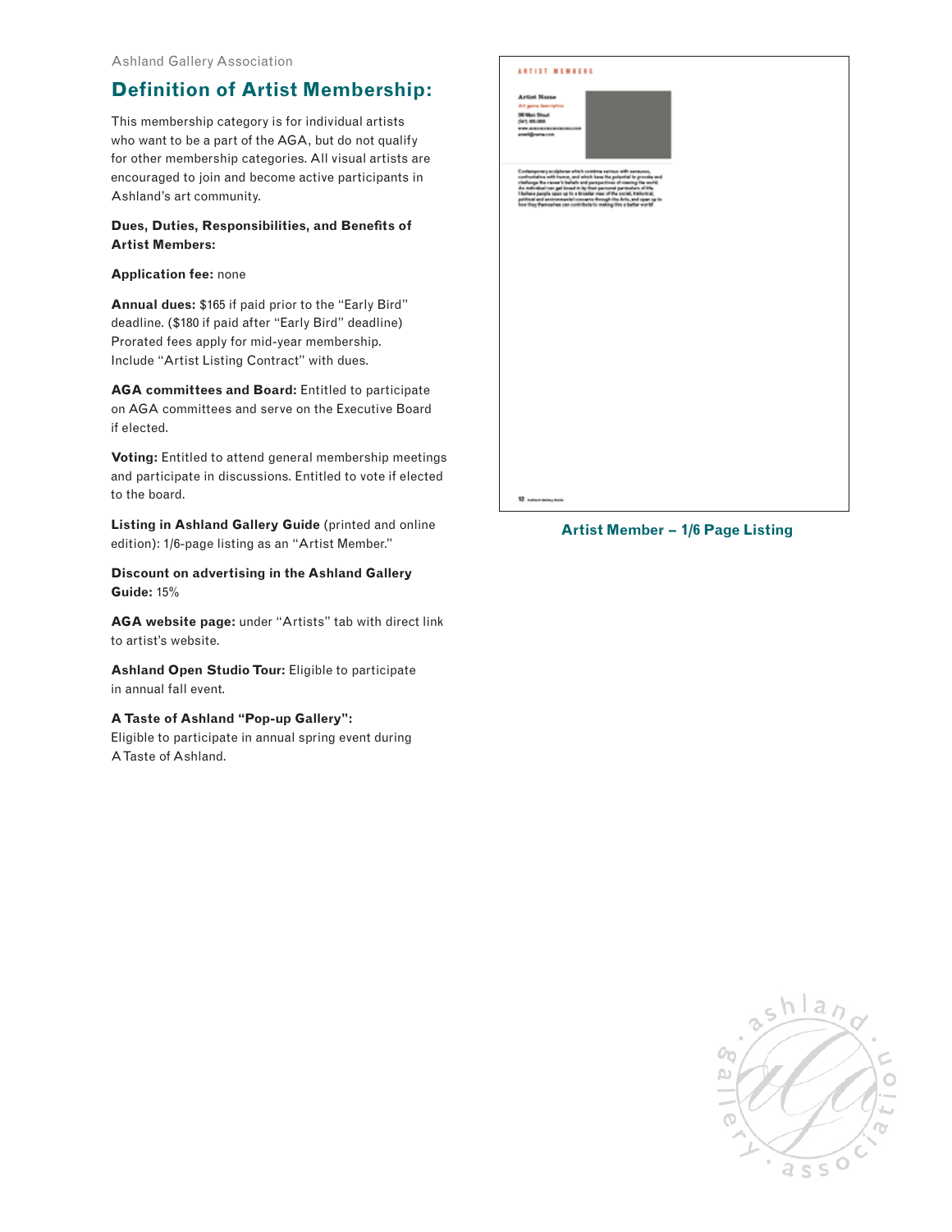Ashland Gallery Association

## Definition of Artist Membership:

This membership category is for individual artists who want to be a part of the AGA, but do not qualify for other membership categories. All visual artists are encouraged to join and become active participants in Ashland's art community.

**Dues, Duties, Responsibilities, and Benefits of Artist Members:**

**Application fee:** none

**Annual dues:** $165 if paid prior to the "Early Bird" deadline. ($180 if paid after "Early Bird" deadline) Prorated fees apply for mid-year membership. Include "Artist Listing Contract" with dues.

**AGA committees and Board:** Entitled to participate on AGA committees and serve on the Executive Board if elected.

**Voting:** Entitled to attend general membership meetings and participate in discussions. Entitled to vote if elected to the board.

**Listing in Ashland Gallery Guide** (printed and online edition): 1/6-page listing as an "Artist Member."

**Discount on advertising in the Ashland Gallery Guide:** 15%

**AGA website page:** under "Artists" tab with direct link to artist's website.

**Ashland Open Studio Tour:** Eligible to participate in annual fall event.

**A Taste of Ashland "Pop-up Gallery":**
Eligible to participate in annual spring event during A Taste of Ashland.

**Artist Member – 1/6 Page Listing**